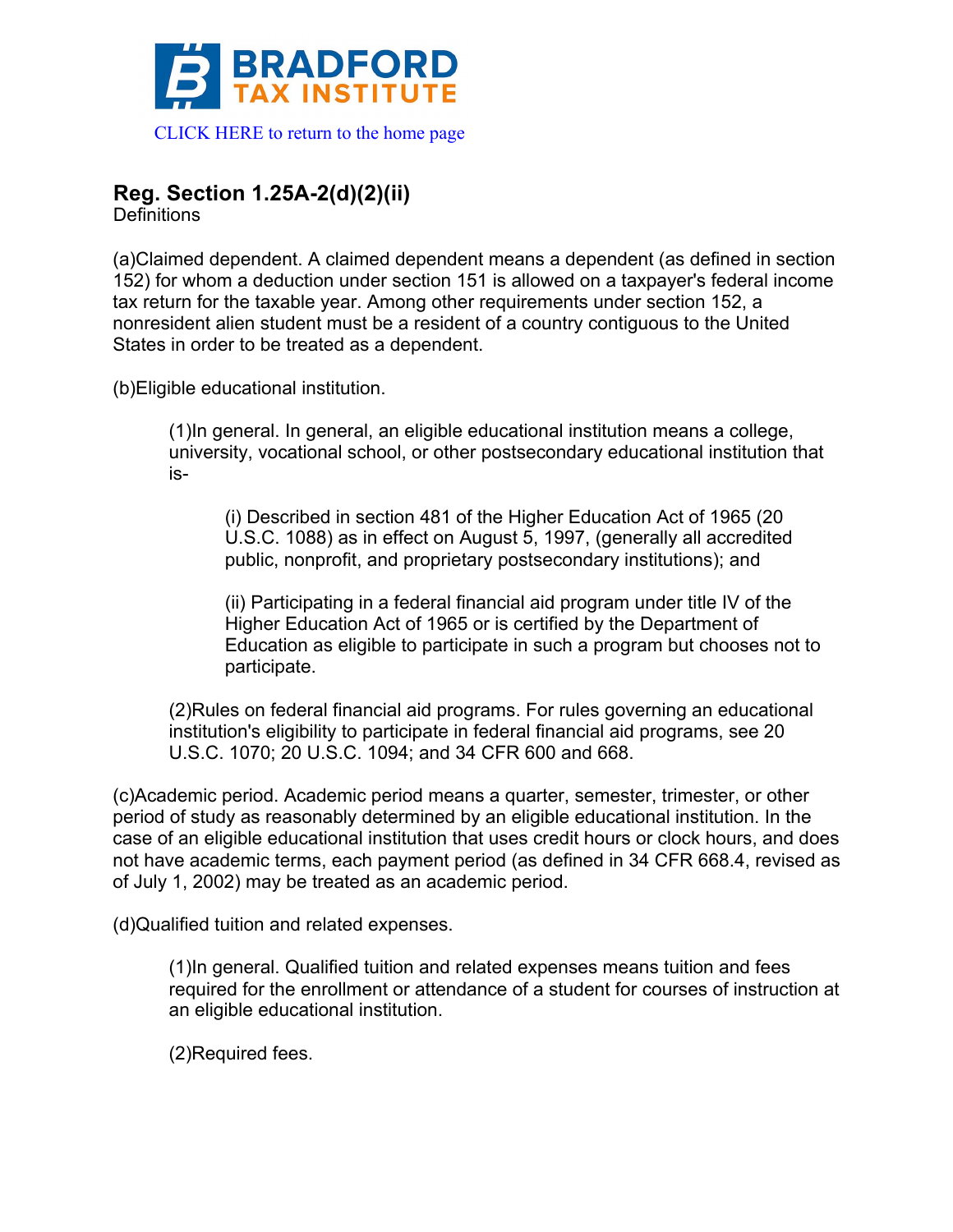BRADFORD TAX INSTITUTE

CLICK HERE to return to the home page

## Reg. Section 1.25A-2(d)(2)(ii)

Definitions

(a)Claimed dependent. A claimed dependent means a dependent (as defined in section 152) for whom a deduction under section 151 is allowed on a taxpayer's federal income tax return for the taxable year. Among other requirements under section 152, a nonresident alien student must be a resident of a country contiguous to the United States in order to be treated as a dependent.

(b)Eligible educational institution.

> (1)In general. In general, an eligible educational institution means a college, university, vocational school, or other postsecondary educational institution that is-
>
> > (i) Described in section 481 of the Higher Education Act of 1965 (20 U.S.C. 1088) as in effect on August 5, 1997, (generally all accredited public, nonprofit, and proprietary postsecondary institutions); and
> >
> > (ii) Participating in a federal financial aid program under title IV of the Higher Education Act of 1965 or is certified by the Department of Education as eligible to participate in such a program but chooses not to participate.
>
> (2)Rules on federal financial aid programs. For rules governing an educational institution's eligibility to participate in federal financial aid programs, see 20 U.S.C. 1070; 20 U.S.C. 1094; and 34 CFR 600 and 668.

(c)Academic period. Academic period means a quarter, semester, trimester, or other period of study as reasonably determined by an eligible educational institution. In the case of an eligible educational institution that uses credit hours or clock hours, and does not have academic terms, each payment period (as defined in 34 CFR 668.4, revised as of July 1, 2002) may be treated as an academic period.

(d)Qualified tuition and related expenses.

> (1)In general. Qualified tuition and related expenses means tuition and fees required for the enrollment or attendance of a student for courses of instruction at an eligible educational institution.
>
> (2)Required fees.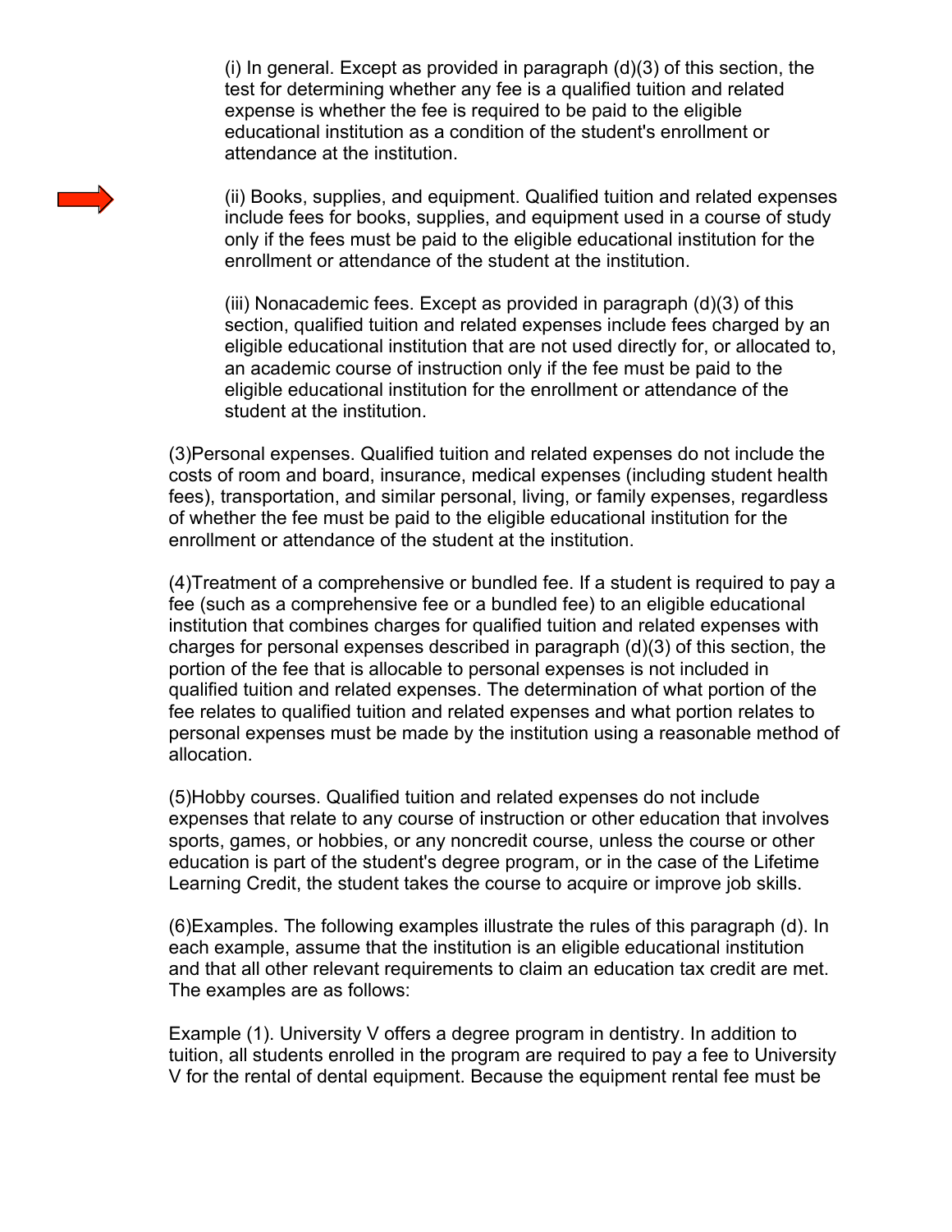(i) In general. Except as provided in paragraph (d)(3) of this section, the test for determining whether any fee is a qualified tuition and related expense is whether the fee is required to be paid to the eligible educational institution as a condition of the student's enrollment or attendance at the institution.

(ii) Books, supplies, and equipment. Qualified tuition and related expenses include fees for books, supplies, and equipment used in a course of study only if the fees must be paid to the eligible educational institution for the enrollment or attendance of the student at the institution.

(iii) Nonacademic fees. Except as provided in paragraph (d)(3) of this section, qualified tuition and related expenses include fees charged by an eligible educational institution that are not used directly for, or allocated to, an academic course of instruction only if the fee must be paid to the eligible educational institution for the enrollment or attendance of the student at the institution.

(3)Personal expenses. Qualified tuition and related expenses do not include the costs of room and board, insurance, medical expenses (including student health fees), transportation, and similar personal, living, or family expenses, regardless of whether the fee must be paid to the eligible educational institution for the enrollment or attendance of the student at the institution.

(4)Treatment of a comprehensive or bundled fee. If a student is required to pay a fee (such as a comprehensive fee or a bundled fee) to an eligible educational institution that combines charges for qualified tuition and related expenses with charges for personal expenses described in paragraph (d)(3) of this section, the portion of the fee that is allocable to personal expenses is not included in qualified tuition and related expenses. The determination of what portion of the fee relates to qualified tuition and related expenses and what portion relates to personal expenses must be made by the institution using a reasonable method of allocation.

(5)Hobby courses. Qualified tuition and related expenses do not include expenses that relate to any course of instruction or other education that involves sports, games, or hobbies, or any noncredit course, unless the course or other education is part of the student's degree program, or in the case of the Lifetime Learning Credit, the student takes the course to acquire or improve job skills.

(6)Examples. The following examples illustrate the rules of this paragraph (d). In each example, assume that the institution is an eligible educational institution and that all other relevant requirements to claim an education tax credit are met. The examples are as follows:

Example (1). University V offers a degree program in dentistry. In addition to tuition, all students enrolled in the program are required to pay a fee to University V for the rental of dental equipment. Because the equipment rental fee must be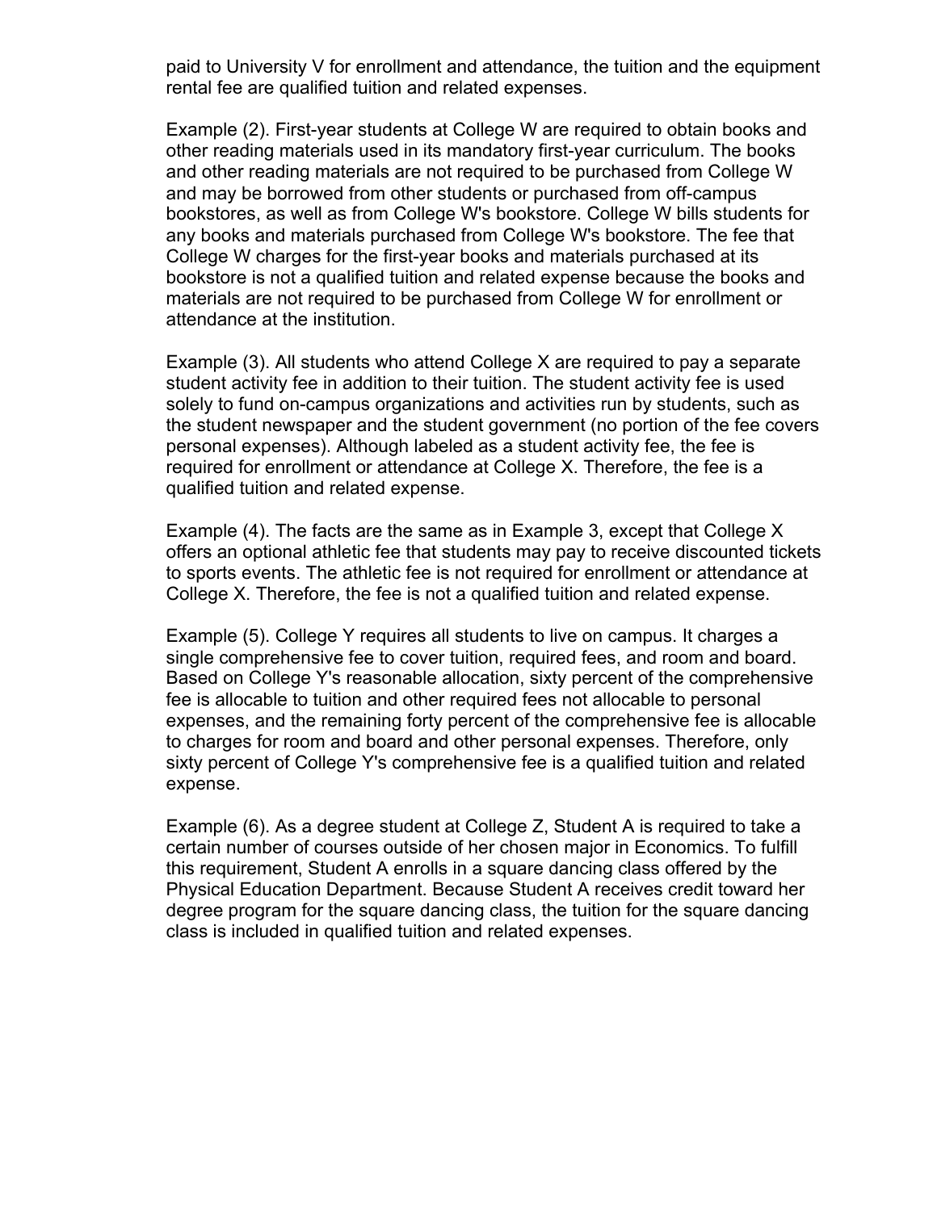paid to University V for enrollment and attendance, the tuition and the equipment rental fee are qualified tuition and related expenses.

Example (2). First-year students at College W are required to obtain books and other reading materials used in its mandatory first-year curriculum. The books and other reading materials are not required to be purchased from College W and may be borrowed from other students or purchased from off-campus bookstores, as well as from College W's bookstore. College W bills students for any books and materials purchased from College W's bookstore. The fee that College W charges for the first-year books and materials purchased at its bookstore is not a qualified tuition and related expense because the books and materials are not required to be purchased from College W for enrollment or attendance at the institution.

Example (3). All students who attend College X are required to pay a separate student activity fee in addition to their tuition. The student activity fee is used solely to fund on-campus organizations and activities run by students, such as the student newspaper and the student government (no portion of the fee covers personal expenses). Although labeled as a student activity fee, the fee is required for enrollment or attendance at College X. Therefore, the fee is a qualified tuition and related expense.

Example (4). The facts are the same as in Example 3, except that College X offers an optional athletic fee that students may pay to receive discounted tickets to sports events. The athletic fee is not required for enrollment or attendance at College X. Therefore, the fee is not a qualified tuition and related expense.

Example (5). College Y requires all students to live on campus. It charges a single comprehensive fee to cover tuition, required fees, and room and board. Based on College Y's reasonable allocation, sixty percent of the comprehensive fee is allocable to tuition and other required fees not allocable to personal expenses, and the remaining forty percent of the comprehensive fee is allocable to charges for room and board and other personal expenses. Therefore, only sixty percent of College Y's comprehensive fee is a qualified tuition and related expense.

Example (6). As a degree student at College Z, Student A is required to take a certain number of courses outside of her chosen major in Economics. To fulfill this requirement, Student A enrolls in a square dancing class offered by the Physical Education Department. Because Student A receives credit toward her degree program for the square dancing class, the tuition for the square dancing class is included in qualified tuition and related expenses.